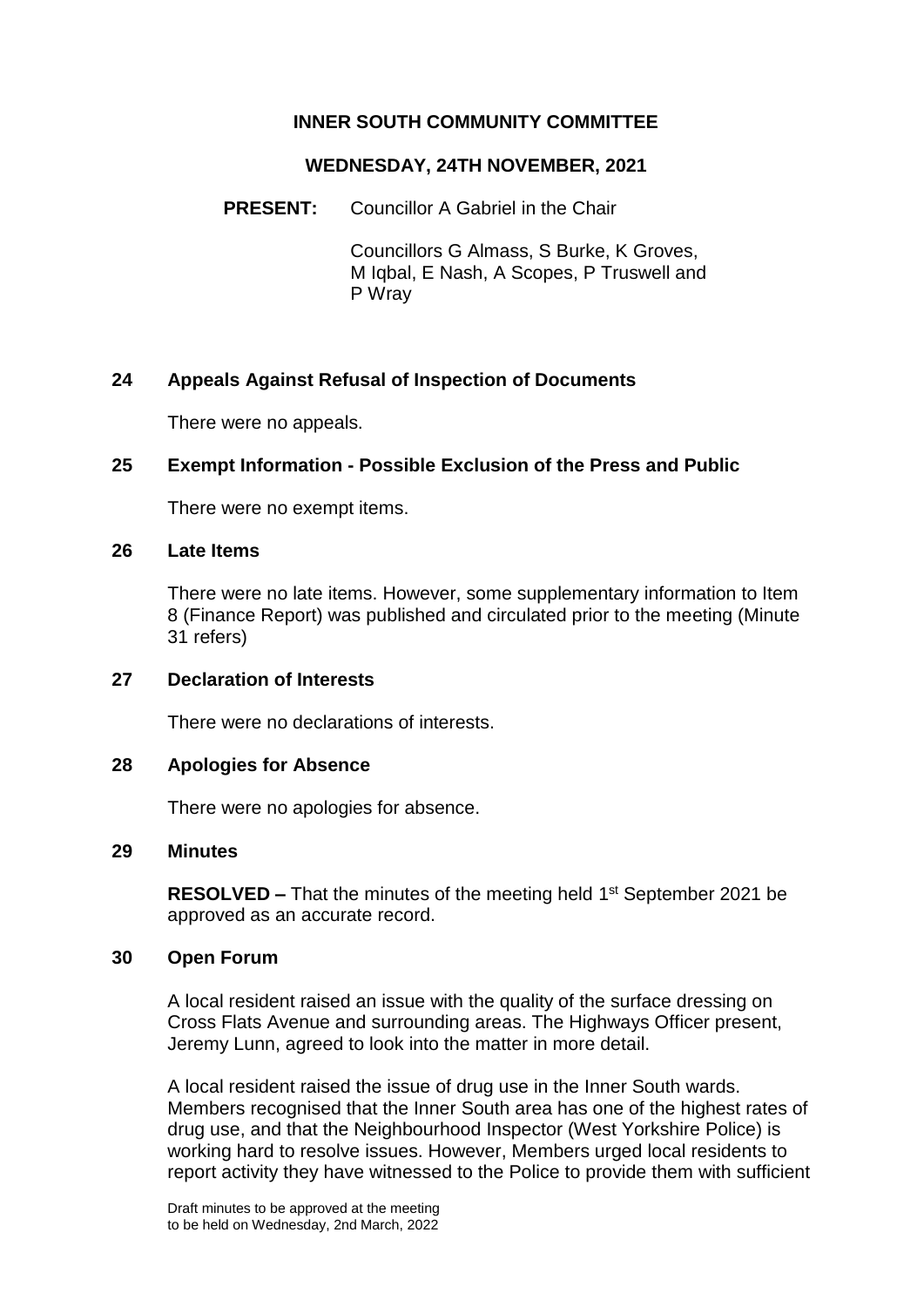# INNER SOUTH COMMUNITY COMMITTEE

## WEDNESDAY, 24TH NOVEMBER, 2021

**PRESENT:** Councillor A Gabriel in the Chair

Councillors G Almass, S Burke, K Groves, M Iqbal, E Nash, A Scopes, P Truswell and P Wray

### 24 Appeals Against Refusal of Inspection of Documents

There were no appeals.

### 25 Exempt Information - Possible Exclusion of the Press and Public

There were no exempt items.

### 26 Late Items

There were no late items. However, some supplementary information to Item 8 (Finance Report) was published and circulated prior to the meeting (Minute 31 refers)

### 27 Declaration of Interests

There were no declarations of interests.

### 28 Apologies for Absence

There were no apologies for absence.

### 29 Minutes

**RESOLVED –** That the minutes of the meeting held 1st September 2021 be approved as an accurate record.

### 30 Open Forum

A local resident raised an issue with the quality of the surface dressing on Cross Flats Avenue and surrounding areas. The Highways Officer present, Jeremy Lunn, agreed to look into the matter in more detail.

A local resident raised the issue of drug use in the Inner South wards. Members recognised that the Inner South area has one of the highest rates of drug use, and that the Neighbourhood Inspector (West Yorkshire Police) is working hard to resolve issues. However, Members urged local residents to report activity they have witnessed to the Police to provide them with sufficient

Draft minutes to be approved at the meeting to be held on Wednesday, 2nd March, 2022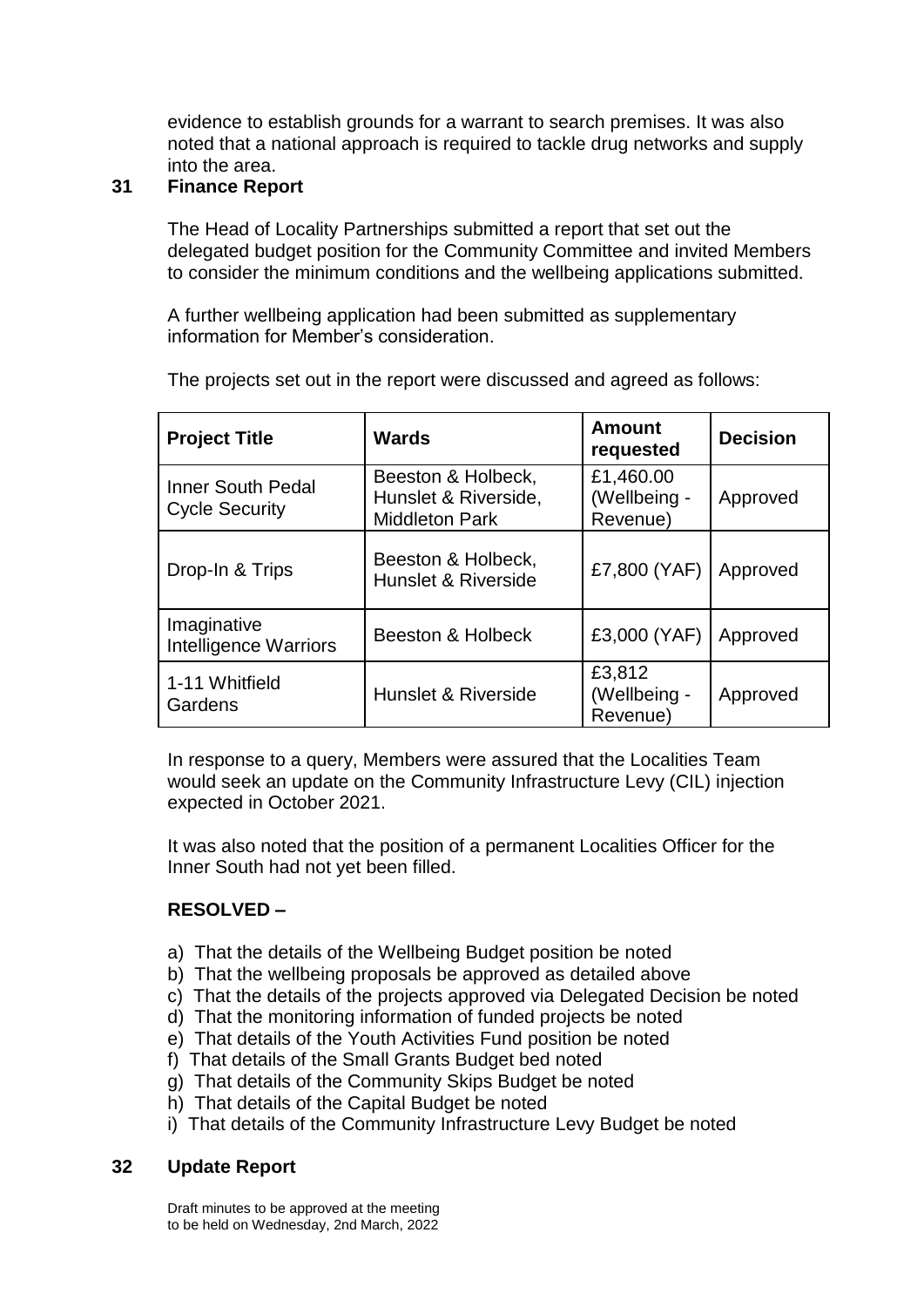evidence to establish grounds for a warrant to search premises. It was also noted that a national approach is required to tackle drug networks and supply into the area.

## 31 Finance Report

The Head of Locality Partnerships submitted a report that set out the delegated budget position for the Community Committee and invited Members to consider the minimum conditions and the wellbeing applications submitted.

A further wellbeing application had been submitted as supplementary information for Member's consideration.

The projects set out in the report were discussed and agreed as follows:

| Project Title | Wards | Amount requested | Decision |
|---|---|---|---|
| Inner South Pedal Cycle Security | Beeston & Holbeck, Hunslet & Riverside, Middleton Park | £1,460.00 (Wellbeing - Revenue) | Approved |
| Drop-In & Trips | Beeston & Holbeck, Hunslet & Riverside | £7,800 (YAF) | Approved |
| Imaginative Intelligence Warriors | Beeston & Holbeck | £3,000 (YAF) | Approved |
| 1-11 Whitfield Gardens | Hunslet & Riverside | £3,812 (Wellbeing - Revenue) | Approved |

In response to a query, Members were assured that the Localities Team would seek an update on the Community Infrastructure Levy (CIL) injection expected in October 2021.

It was also noted that the position of a permanent Localities Officer for the Inner South had not yet been filled.

**RESOLVED –**

a) That the details of the Wellbeing Budget position be noted
b) That the wellbeing proposals be approved as detailed above
c) That the details of the projects approved via Delegated Decision be noted
d) That the monitoring information of funded projects be noted
e) That details of the Youth Activities Fund position be noted
f) That details of the Small Grants Budget bed noted
g) That details of the Community Skips Budget be noted
h) That details of the Capital Budget be noted
i) That details of the Community Infrastructure Levy Budget be noted

## 32 Update Report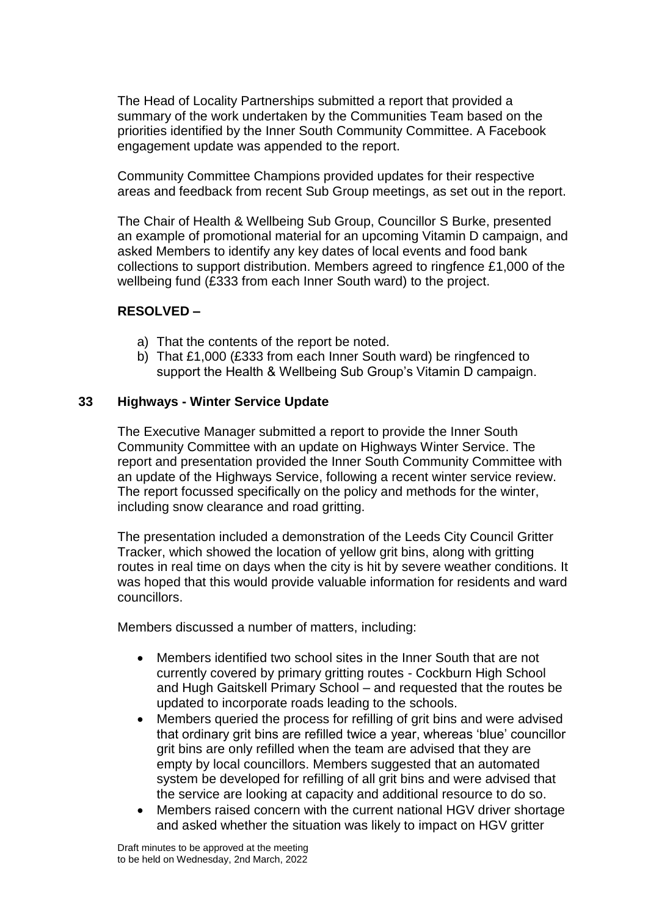The Head of Locality Partnerships submitted a report that provided a summary of the work undertaken by the Communities Team based on the priorities identified by the Inner South Community Committee. A Facebook engagement update was appended to the report.

Community Committee Champions provided updates for their respective areas and feedback from recent Sub Group meetings, as set out in the report.

The Chair of Health & Wellbeing Sub Group, Councillor S Burke, presented an example of promotional material for an upcoming Vitamin D campaign, and asked Members to identify any key dates of local events and food bank collections to support distribution. Members agreed to ringfence £1,000 of the wellbeing fund (£333 from each Inner South ward) to the project.

**RESOLVED –**

a) That the contents of the report be noted.
b) That £1,000 (£333 from each Inner South ward) be ringfenced to support the Health & Wellbeing Sub Group's Vitamin D campaign.

## 33 Highways - Winter Service Update

The Executive Manager submitted a report to provide the Inner South Community Committee with an update on Highways Winter Service. The report and presentation provided the Inner South Community Committee with an update of the Highways Service, following a recent winter service review. The report focussed specifically on the policy and methods for the winter, including snow clearance and road gritting.

The presentation included a demonstration of the Leeds City Council Gritter Tracker, which showed the location of yellow grit bins, along with gritting routes in real time on days when the city is hit by severe weather conditions. It was hoped that this would provide valuable information for residents and ward councillors.

Members discussed a number of matters, including:

- Members identified two school sites in the Inner South that are not currently covered by primary gritting routes - Cockburn High School and Hugh Gaitskell Primary School – and requested that the routes be updated to incorporate roads leading to the schools.
- Members queried the process for refilling of grit bins and were advised that ordinary grit bins are refilled twice a year, whereas 'blue' councillor grit bins are only refilled when the team are advised that they are empty by local councillors. Members suggested that an automated system be developed for refilling of all grit bins and were advised that the service are looking at capacity and additional resource to do so.
- Members raised concern with the current national HGV driver shortage and asked whether the situation was likely to impact on HGV gritter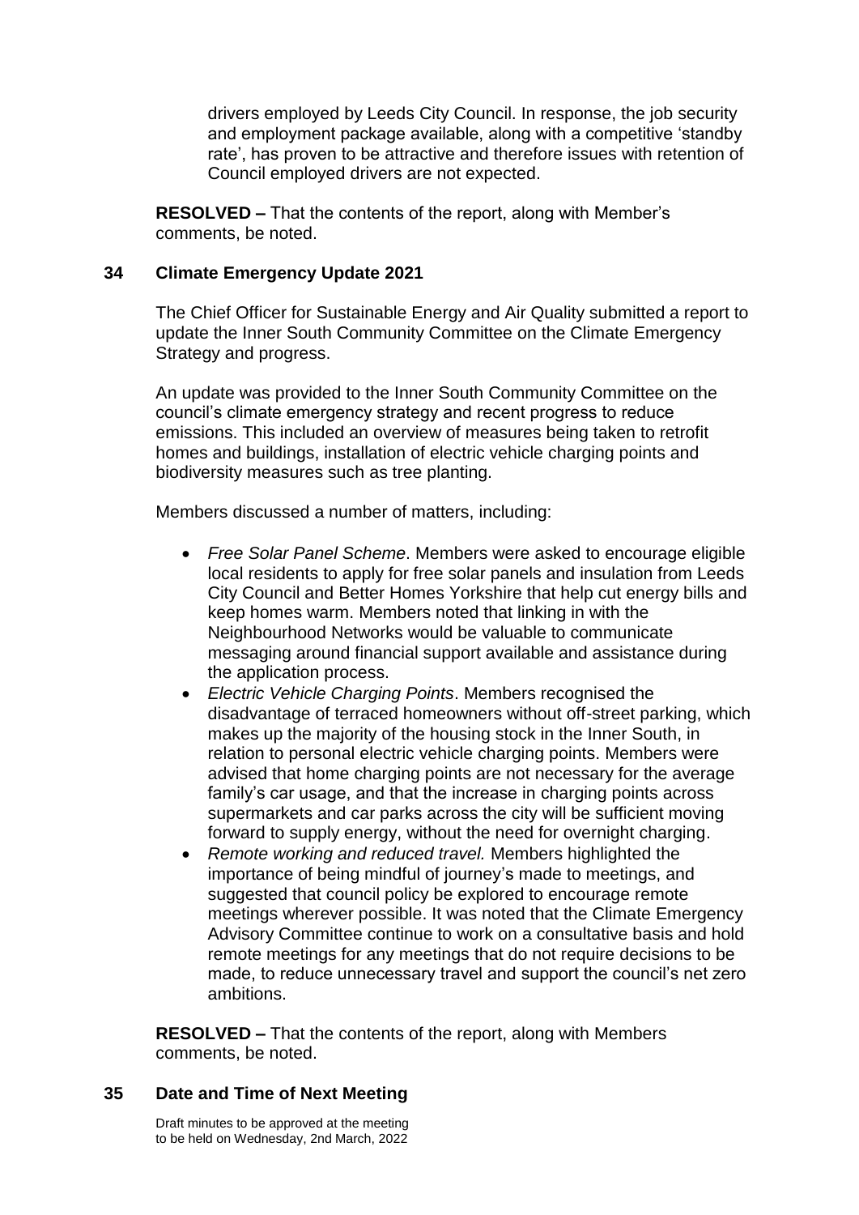drivers employed by Leeds City Council. In response, the job security and employment package available, along with a competitive 'standby rate', has proven to be attractive and therefore issues with retention of Council employed drivers are not expected.

**RESOLVED –** That the contents of the report, along with Member's comments, be noted.

## 34 Climate Emergency Update 2021

The Chief Officer for Sustainable Energy and Air Quality submitted a report to update the Inner South Community Committee on the Climate Emergency Strategy and progress.

An update was provided to the Inner South Community Committee on the council's climate emergency strategy and recent progress to reduce emissions. This included an overview of measures being taken to retrofit homes and buildings, installation of electric vehicle charging points and biodiversity measures such as tree planting.

Members discussed a number of matters, including:

- *Free Solar Panel Scheme*. Members were asked to encourage eligible local residents to apply for free solar panels and insulation from Leeds City Council and Better Homes Yorkshire that help cut energy bills and keep homes warm. Members noted that linking in with the Neighbourhood Networks would be valuable to communicate messaging around financial support available and assistance during the application process.
- *Electric Vehicle Charging Points*. Members recognised the disadvantage of terraced homeowners without off-street parking, which makes up the majority of the housing stock in the Inner South, in relation to personal electric vehicle charging points. Members were advised that home charging points are not necessary for the average family's car usage, and that the increase in charging points across supermarkets and car parks across the city will be sufficient moving forward to supply energy, without the need for overnight charging.
- *Remote working and reduced travel.* Members highlighted the importance of being mindful of journey's made to meetings, and suggested that council policy be explored to encourage remote meetings wherever possible. It was noted that the Climate Emergency Advisory Committee continue to work on a consultative basis and hold remote meetings for any meetings that do not require decisions to be made, to reduce unnecessary travel and support the council's net zero ambitions.

**RESOLVED –** That the contents of the report, along with Members comments, be noted.

## 35 Date and Time of Next Meeting

Draft minutes to be approved at the meeting to be held on Wednesday, 2nd March, 2022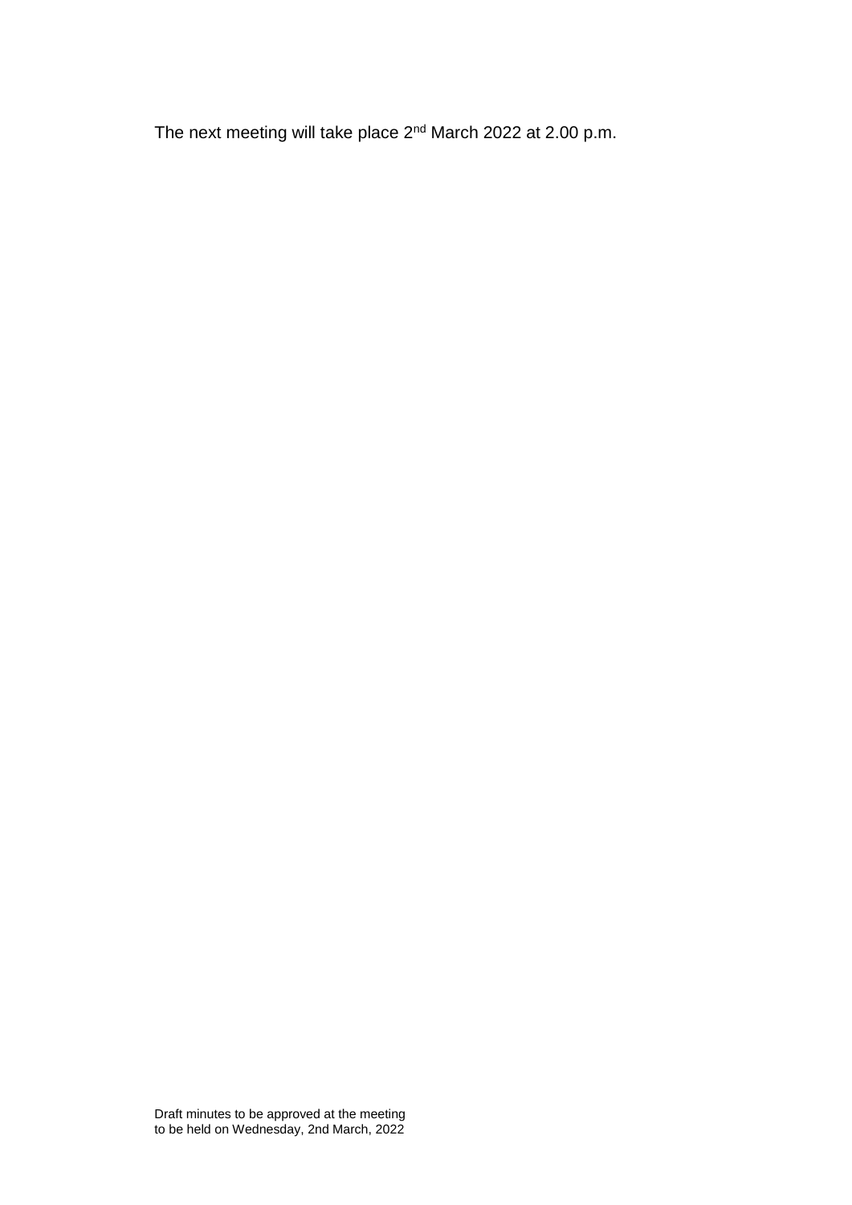The next meeting will take place 2nd March 2022 at 2.00 p.m.

Draft minutes to be approved at the meeting
to be held on Wednesday, 2nd March, 2022